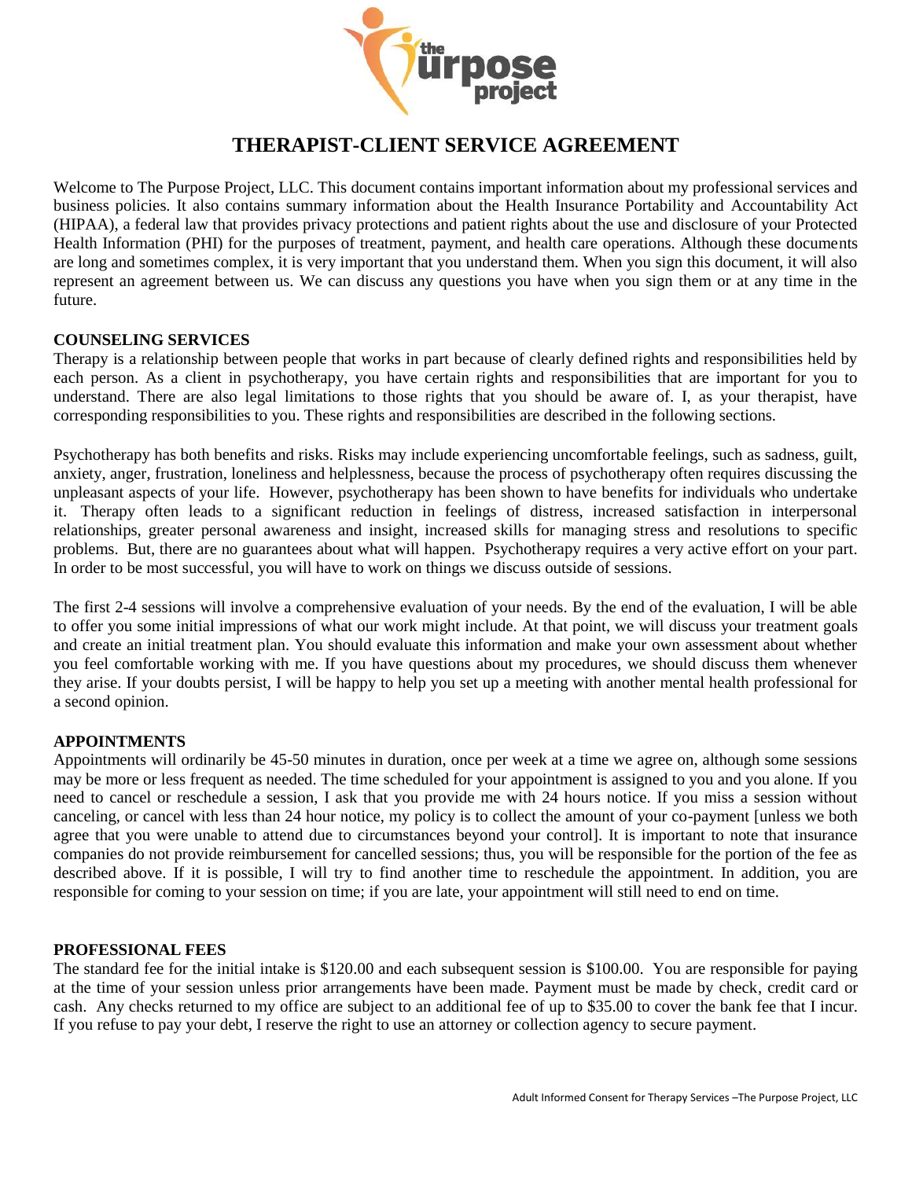# THERAPIST-CLIENT SERVICE AGREEMENT

Welcome to The Purpose Project, LLC. This document contains important information about my professional services and business policies. It also contains summary information about the Health Insurance Portability and Accountability Act (HIPAA), a federal law that provides privacy protections and patient rights about the use and disclosure of your Protected Health Information (PHI) for the purposes of treatment, payment, and health care operations. Although these documents are long and sometimes complex, it is very important that you understand them. When you sign this document, it will also represent an agreement between us. We can discuss any questions you have when you sign them or at any time in the future.

## COUNSELING SERVICES

Therapy is a relationship between people that works in part because of clearly defined rights and responsibilities held by each person. As a client in psychotherapy, you have certain rights and responsibilities that are important for you to understand. There are also legal limitations to those rights that you should be aware of. I, as your therapist, have corresponding responsibilities to you. These rights and responsibilities are described in the following sections.

Psychotherapy has both benefits and risks. Risks may include experiencing uncomfortable feelings, such as sadness, guilt, anxiety, anger, frustration, loneliness and helplessness, because the process of psychotherapy often requires discussing the unpleasant aspects of your life. However, psychotherapy has been shown to have benefits for individuals who undertake it. Therapy often leads to a significant reduction in feelings of distress, increased satisfaction in interpersonal relationships, greater personal awareness and insight, increased skills for managing stress and resolutions to specific problems. But, there are no guarantees about what will happen. Psychotherapy requires a very active effort on your part. In order to be most successful, you will have to work on things we discuss outside of sessions.

The first 2-4 sessions will involve a comprehensive evaluation of your needs. By the end of the evaluation, I will be able to offer you some initial impressions of what our work might include. At that point, we will discuss your treatment goals and create an initial treatment plan. You should evaluate this information and make your own assessment about whether you feel comfortable working with me. If you have questions about my procedures, we should discuss them whenever they arise. If your doubts persist, I will be happy to help you set up a meeting with another mental health professional for a second opinion.

## APPOINTMENTS

Appointments will ordinarily be 45-50 minutes in duration, once per week at a time we agree on, although some sessions may be more or less frequent as needed. The time scheduled for your appointment is assigned to you and you alone. If you need to cancel or reschedule a session, I ask that you provide me with 24 hours notice. If you miss a session without canceling, or cancel with less than 24 hour notice, my policy is to collect the amount of your co-payment [unless we both agree that you were unable to attend due to circumstances beyond your control]. It is important to note that insurance companies do not provide reimbursement for cancelled sessions; thus, you will be responsible for the portion of the fee as described above. If it is possible, I will try to find another time to reschedule the appointment. In addition, you are responsible for coming to your session on time; if you are late, your appointment will still need to end on time.

## PROFESSIONAL FEES

The standard fee for the initial intake is $120.00 and each subsequent session is $100.00. You are responsible for paying at the time of your session unless prior arrangements have been made. Payment must be made by check, credit card or cash. Any checks returned to my office are subject to an additional fee of up to $35.00 to cover the bank fee that I incur. If you refuse to pay your debt, I reserve the right to use an attorney or collection agency to secure payment.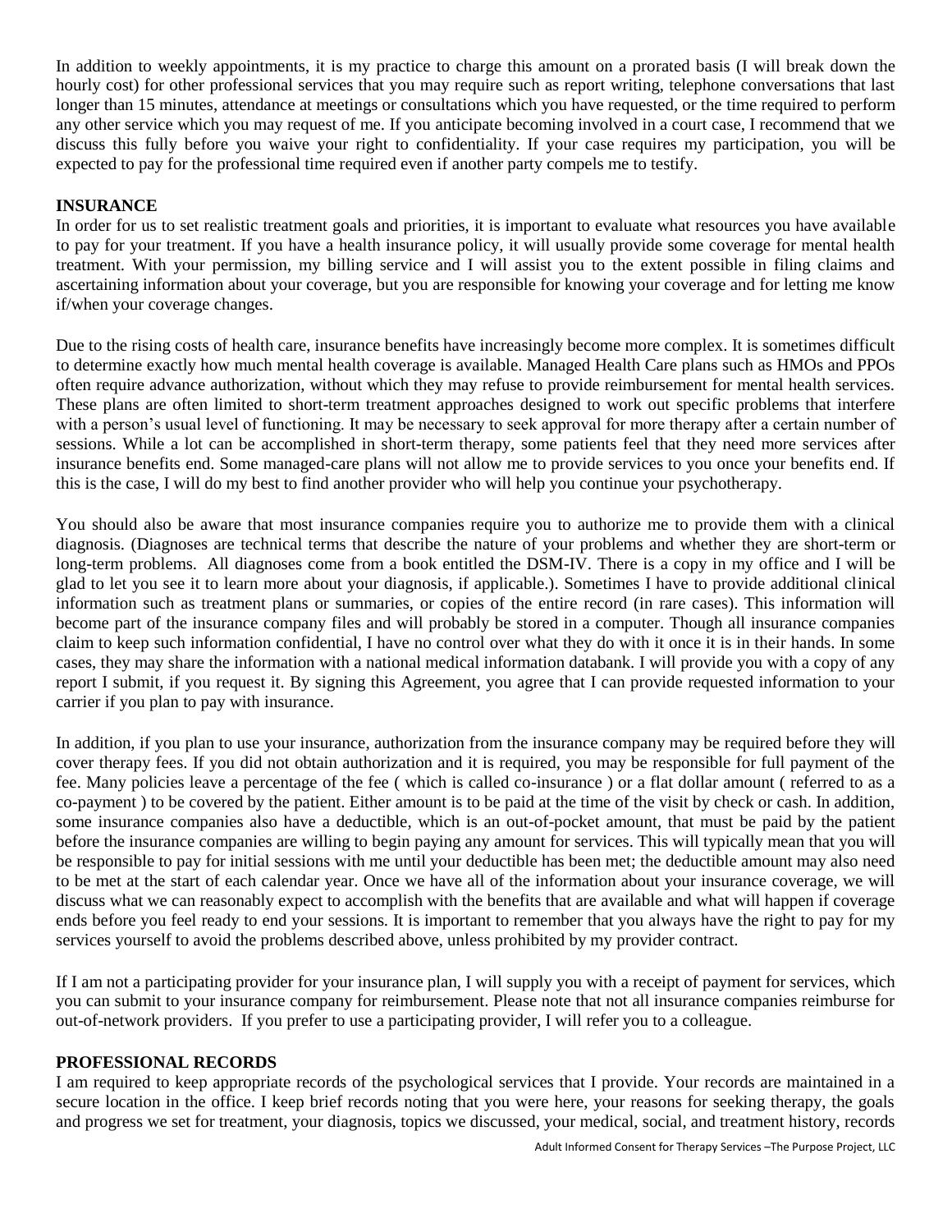In addition to weekly appointments, it is my practice to charge this amount on a prorated basis (I will break down the hourly cost) for other professional services that you may require such as report writing, telephone conversations that last longer than 15 minutes, attendance at meetings or consultations which you have requested, or the time required to perform any other service which you may request of me. If you anticipate becoming involved in a court case, I recommend that we discuss this fully before you waive your right to confidentiality. If your case requires my participation, you will be expected to pay for the professional time required even if another party compels me to testify.

**INSURANCE**

In order for us to set realistic treatment goals and priorities, it is important to evaluate what resources you have available to pay for your treatment. If you have a health insurance policy, it will usually provide some coverage for mental health treatment. With your permission, my billing service and I will assist you to the extent possible in filing claims and ascertaining information about your coverage, but you are responsible for knowing your coverage and for letting me know if/when your coverage changes.

Due to the rising costs of health care, insurance benefits have increasingly become more complex. It is sometimes difficult to determine exactly how much mental health coverage is available. Managed Health Care plans such as HMOs and PPOs often require advance authorization, without which they may refuse to provide reimbursement for mental health services. These plans are often limited to short-term treatment approaches designed to work out specific problems that interfere with a person's usual level of functioning. It may be necessary to seek approval for more therapy after a certain number of sessions. While a lot can be accomplished in short-term therapy, some patients feel that they need more services after insurance benefits end. Some managed-care plans will not allow me to provide services to you once your benefits end. If this is the case, I will do my best to find another provider who will help you continue your psychotherapy.

You should also be aware that most insurance companies require you to authorize me to provide them with a clinical diagnosis. (Diagnoses are technical terms that describe the nature of your problems and whether they are short-term or long-term problems. All diagnoses come from a book entitled the DSM-IV. There is a copy in my office and I will be glad to let you see it to learn more about your diagnosis, if applicable.). Sometimes I have to provide additional clinical information such as treatment plans or summaries, or copies of the entire record (in rare cases). This information will become part of the insurance company files and will probably be stored in a computer. Though all insurance companies claim to keep such information confidential, I have no control over what they do with it once it is in their hands. In some cases, they may share the information with a national medical information databank. I will provide you with a copy of any report I submit, if you request it. By signing this Agreement, you agree that I can provide requested information to your carrier if you plan to pay with insurance.

In addition, if you plan to use your insurance, authorization from the insurance company may be required before they will cover therapy fees. If you did not obtain authorization and it is required, you may be responsible for full payment of the fee. Many policies leave a percentage of the fee ( which is called co-insurance ) or a flat dollar amount ( referred to as a co-payment ) to be covered by the patient. Either amount is to be paid at the time of the visit by check or cash. In addition, some insurance companies also have a deductible, which is an out-of-pocket amount, that must be paid by the patient before the insurance companies are willing to begin paying any amount for services. This will typically mean that you will be responsible to pay for initial sessions with me until your deductible has been met; the deductible amount may also need to be met at the start of each calendar year. Once we have all of the information about your insurance coverage, we will discuss what we can reasonably expect to accomplish with the benefits that are available and what will happen if coverage ends before you feel ready to end your sessions. It is important to remember that you always have the right to pay for my services yourself to avoid the problems described above, unless prohibited by my provider contract.

If I am not a participating provider for your insurance plan, I will supply you with a receipt of payment for services, which you can submit to your insurance company for reimbursement. Please note that not all insurance companies reimburse for out-of-network providers. If you prefer to use a participating provider, I will refer you to a colleague.

**PROFESSIONAL RECORDS**

I am required to keep appropriate records of the psychological services that I provide. Your records are maintained in a secure location in the office. I keep brief records noting that you were here, your reasons for seeking therapy, the goals and progress we set for treatment, your diagnosis, topics we discussed, your medical, social, and treatment history, records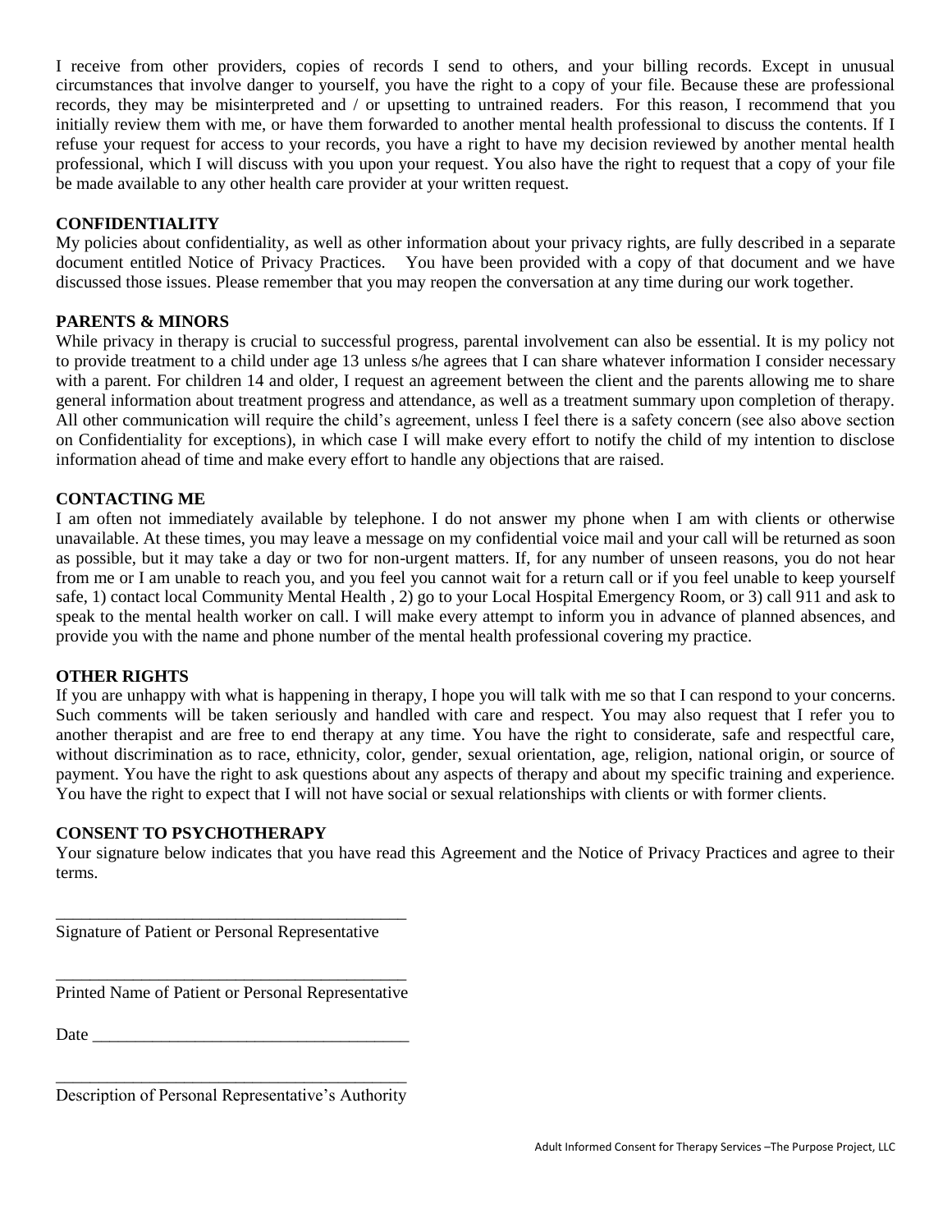I receive from other providers, copies of records I send to others, and your billing records. Except in unusual circumstances that involve danger to yourself, you have the right to a copy of your file. Because these are professional records, they may be misinterpreted and / or upsetting to untrained readers. For this reason, I recommend that you initially review them with me, or have them forwarded to another mental health professional to discuss the contents. If I refuse your request for access to your records, you have a right to have my decision reviewed by another mental health professional, which I will discuss with you upon your request. You also have the right to request that a copy of your file be made available to any other health care provider at your written request.

**CONFIDENTIALITY**

My policies about confidentiality, as well as other information about your privacy rights, are fully described in a separate document entitled Notice of Privacy Practices. You have been provided with a copy of that document and we have discussed those issues. Please remember that you may reopen the conversation at any time during our work together.

**PARENTS & MINORS**

While privacy in therapy is crucial to successful progress, parental involvement can also be essential. It is my policy not to provide treatment to a child under age 13 unless s/he agrees that I can share whatever information I consider necessary with a parent. For children 14 and older, I request an agreement between the client and the parents allowing me to share general information about treatment progress and attendance, as well as a treatment summary upon completion of therapy. All other communication will require the child's agreement, unless I feel there is a safety concern (see also above section on Confidentiality for exceptions), in which case I will make every effort to notify the child of my intention to disclose information ahead of time and make every effort to handle any objections that are raised.

**CONTACTING ME**

I am often not immediately available by telephone. I do not answer my phone when I am with clients or otherwise unavailable. At these times, you may leave a message on my confidential voice mail and your call will be returned as soon as possible, but it may take a day or two for non-urgent matters. If, for any number of unseen reasons, you do not hear from me or I am unable to reach you, and you feel you cannot wait for a return call or if you feel unable to keep yourself safe, 1) contact local Community Mental Health , 2) go to your Local Hospital Emergency Room, or 3) call 911 and ask to speak to the mental health worker on call. I will make every attempt to inform you in advance of planned absences, and provide you with the name and phone number of the mental health professional covering my practice.

**OTHER RIGHTS**

If you are unhappy with what is happening in therapy, I hope you will talk with me so that I can respond to your concerns. Such comments will be taken seriously and handled with care and respect. You may also request that I refer you to another therapist and are free to end therapy at any time. You have the right to considerate, safe and respectful care, without discrimination as to race, ethnicity, color, gender, sexual orientation, age, religion, national origin, or source of payment. You have the right to ask questions about any aspects of therapy and about my specific training and experience. You have the right to expect that I will not have social or sexual relationships with clients or with former clients.

**CONSENT TO PSYCHOTHERAPY**

Your signature below indicates that you have read this Agreement and the Notice of Privacy Practices and agree to their terms.

\_\_\_\_\_\_\_\_\_\_\_\_\_\_\_\_\_\_\_\_\_\_\_\_\_\_\_\_\_\_\_\_\_\_\_\_\_\_\_\_\_\_

Signature of Patient or Personal Representative

\_\_\_\_\_\_\_\_\_\_\_\_\_\_\_\_\_\_\_\_\_\_\_\_\_\_\_\_\_\_\_\_\_\_\_\_\_\_\_\_\_\_

Printed Name of Patient or Personal Representative

Date \_\_\_\_\_\_\_\_\_\_\_\_\_\_\_\_\_\_\_\_\_\_\_\_\_\_\_\_\_\_\_\_\_\_\_\_\_

\_\_\_\_\_\_\_\_\_\_\_\_\_\_\_\_\_\_\_\_\_\_\_\_\_\_\_\_\_\_\_\_\_\_\_\_\_\_\_\_\_\_

Description of Personal Representative's Authority